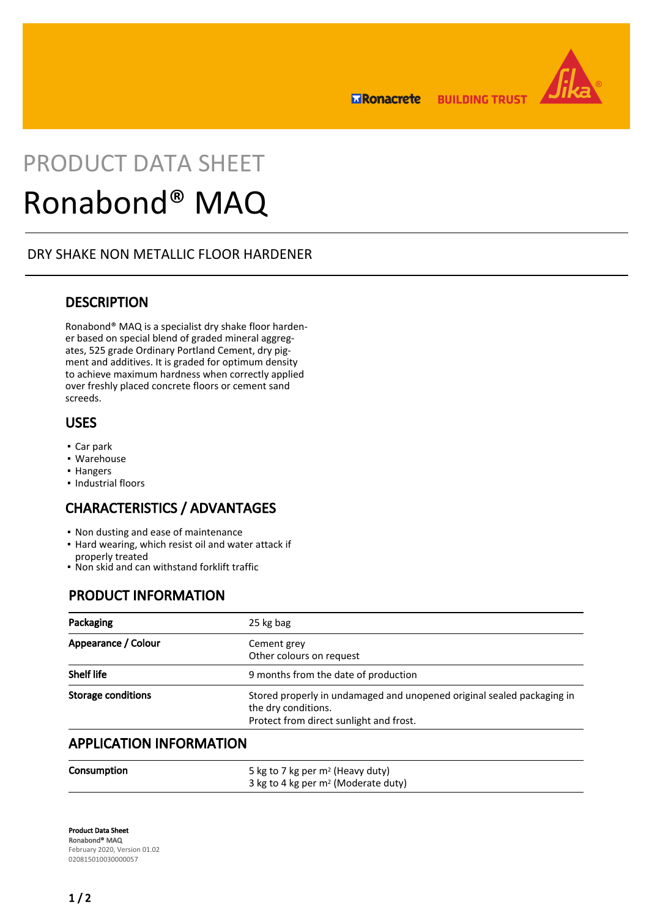PRODUCT DATA SHEET

# Ronabond® MAQ

DRY SHAKE NON METALLIC FLOOR HARDENER

## DESCRIPTION

Ronabond® MAQ is a specialist dry shake floor hardener based on special blend of graded mineral aggregates, 525 grade Ordinary Portland Cement, dry pigment and additives. It is graded for optimum density to achieve maximum hardness when correctly applied over freshly placed concrete floors or cement sand screeds.

## USES

- Car park
- Warehouse
- Hangers
- Industrial floors

## CHARACTERISTICS / ADVANTAGES

- Non dusting and ease of maintenance
- Hard wearing, which resist oil and water attack if properly treated
- Non skid and can withstand forklift traffic

## PRODUCT INFORMATION

| | |
|---|---|
| **Packaging** | 25 kg bag |
| **Appearance / Colour** | Cement grey<br>Other colours on request |
| **Shelf life** | 9 months from the date of production |
| **Storage conditions** | Stored properly in undamaged and unopened original sealed packaging in the dry conditions.<br>Protect from direct sunlight and frost. |

## APPLICATION INFORMATION

| | |
|---|---|
| **Consumption** | 5 kg to 7 kg per m² (Heavy duty)<br>3 kg to 4 kg per m² (Moderate duty) |

**Product Data Sheet**
Ronabond® MAQ
February 2020, Version 01.02
020815010030000057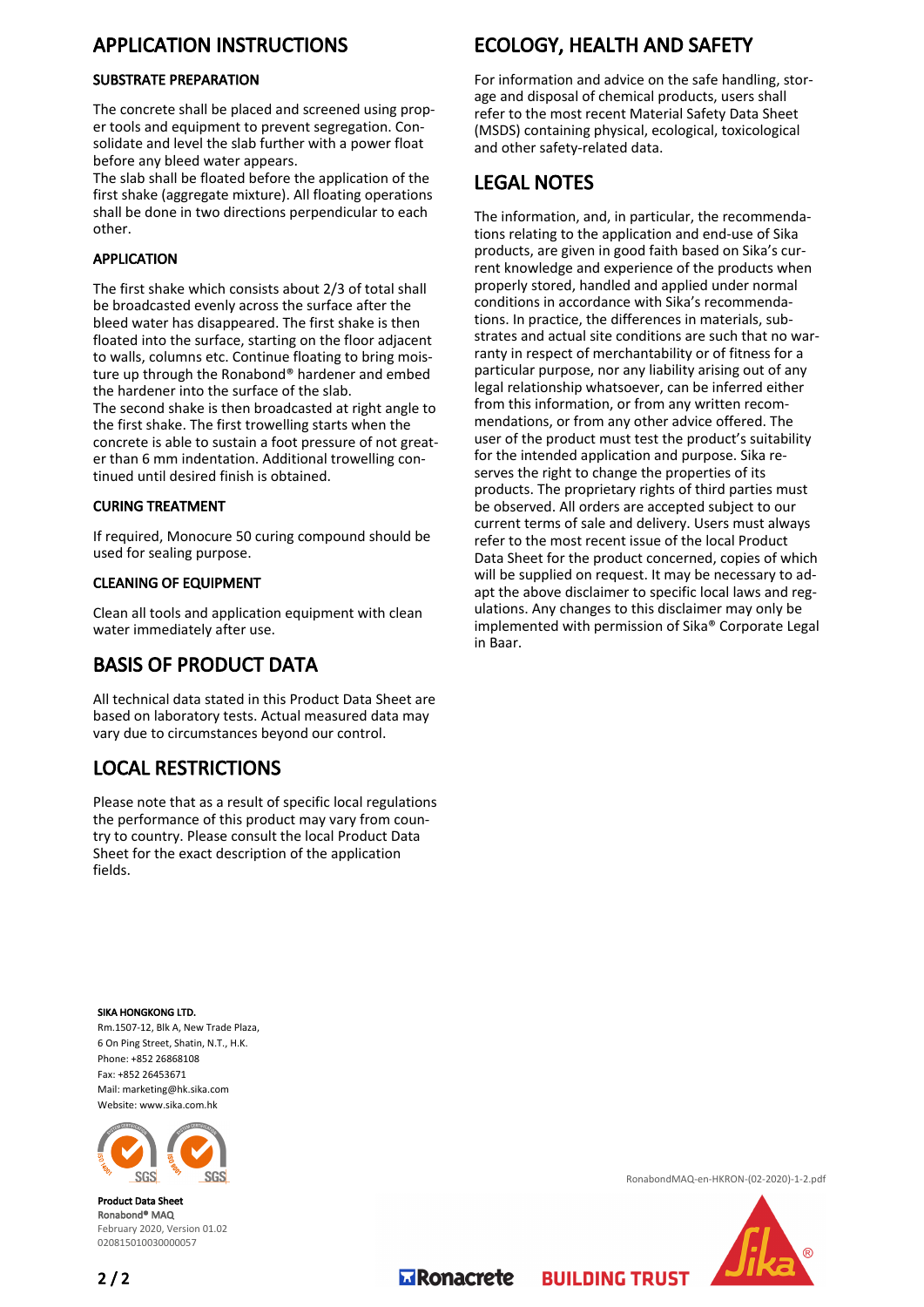## APPLICATION INSTRUCTIONS

### SUBSTRATE PREPARATION

The concrete shall be placed and screened using proper tools and equipment to prevent segregation. Consolidate and level the slab further with a power float before any bleed water appears.
The slab shall be floated before the application of the first shake (aggregate mixture). All floating operations shall be done in two directions perpendicular to each other.

### APPLICATION

The first shake which consists about 2/3 of total shall be broadcasted evenly across the surface after the bleed water has disappeared. The first shake is then floated into the surface, starting on the floor adjacent to walls, columns etc. Continue floating to bring moisture up through the Ronabond® hardener and embed the hardener into the surface of the slab.
The second shake is then broadcasted at right angle to the first shake. The first trowelling starts when the concrete is able to sustain a foot pressure of not greater than 6 mm indentation. Additional trowelling continued until desired finish is obtained.

### CURING TREATMENT

If required, Monocure 50 curing compound should be used for sealing purpose.

### CLEANING OF EQUIPMENT

Clean all tools and application equipment with clean water immediately after use.

## BASIS OF PRODUCT DATA

All technical data stated in this Product Data Sheet are based on laboratory tests. Actual measured data may vary due to circumstances beyond our control.

## LOCAL RESTRICTIONS

Please note that as a result of specific local regulations the performance of this product may vary from country to country. Please consult the local Product Data Sheet for the exact description of the application fields.

## ECOLOGY, HEALTH AND SAFETY

For information and advice on the safe handling, storage and disposal of chemical products, users shall refer to the most recent Material Safety Data Sheet (MSDS) containing physical, ecological, toxicological and other safety-related data.

## LEGAL NOTES

The information, and, in particular, the recommendations relating to the application and end-use of Sika products, are given in good faith based on Sika's current knowledge and experience of the products when properly stored, handled and applied under normal conditions in accordance with Sika's recommendations. In practice, the differences in materials, substrates and actual site conditions are such that no warranty in respect of merchantability or of fitness for a particular purpose, nor any liability arising out of any legal relationship whatsoever, can be inferred either from this information, or from any written recommendations, or from any other advice offered. The user of the product must test the product's suitability for the intended application and purpose. Sika reserves the right to change the properties of its products. The proprietary rights of third parties must be observed. All orders are accepted subject to our current terms of sale and delivery. Users must always refer to the most recent issue of the local Product Data Sheet for the product concerned, copies of which will be supplied on request. It may be necessary to adapt the above disclaimer to specific local laws and regulations. Any changes to this disclaimer may only be implemented with permission of Sika® Corporate Legal in Baar.

**SIKA HONGKONG LTD.**
Rm.1507-12, Blk A, New Trade Plaza,
6 On Ping Street, Shatin, N.T., H.K.
Phone: +852 26868108
Fax: +852 26453671
Mail: marketing@hk.sika.com
Website: www.sika.com.hk

**Product Data Sheet**
**Ronabond® MAQ**
February 2020, Version 01.02
020815010030000057

RonabondMAQ-en-HKRON-(02-2020)-1-2.pdf

Ronacrete BUILDING TRUST